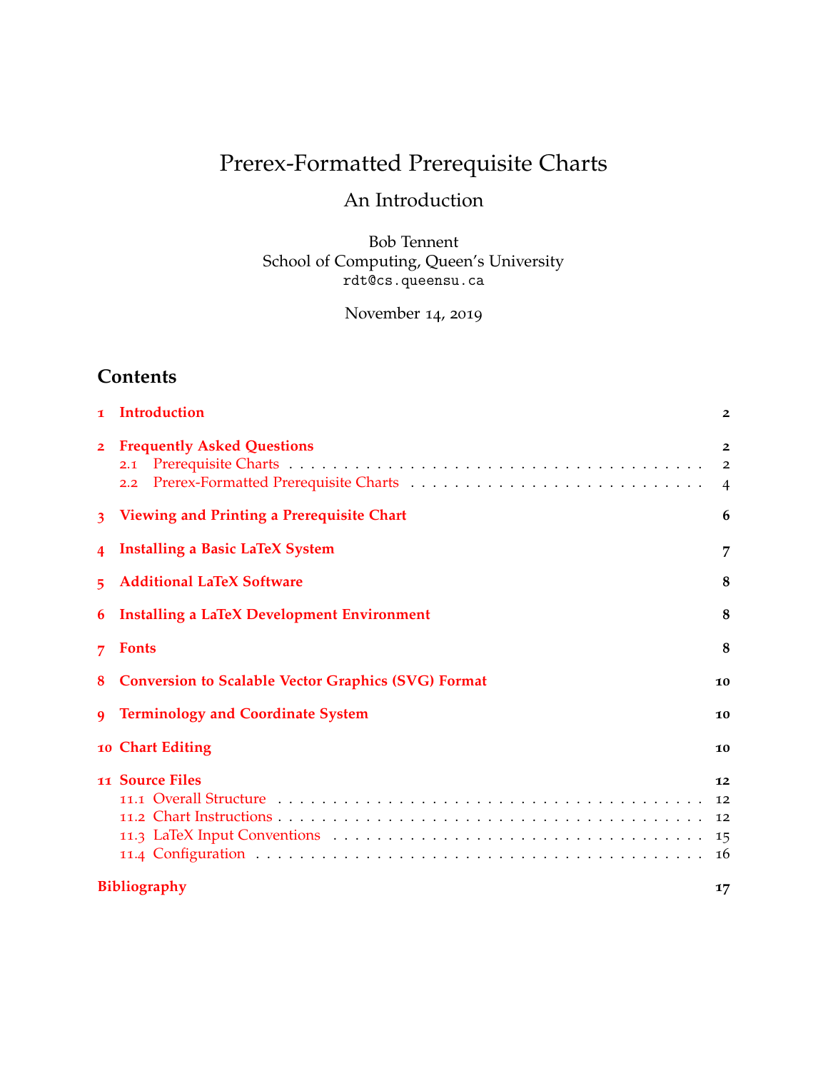# Prerex-Formatted Prerequisite Charts

## An Introduction

Bob Tennent
School of Computing, Queen's University
rdt@cs.queensu.ca

November 14, 2019

## Contents

**1 Introduction** — 2

**2 Frequently Asked Questions** — 2
- 2.1 Prerequisite Charts — 2
- 2.2 Prerex-Formatted Prerequisite Charts — 4

**3 Viewing and Printing a Prerequisite Chart** — 6

**4 Installing a Basic LaTeX System** — 7

**5 Additional LaTeX Software** — 8

**6 Installing a LaTeX Development Environment** — 8

**7 Fonts** — 8

**8 Conversion to Scalable Vector Graphics (SVG) Format** — 10

**9 Terminology and Coordinate System** — 10

**10 Chart Editing** — 10

**11 Source Files** — 12
- 11.1 Overall Structure — 12
- 11.2 Chart Instructions — 12
- 11.3 LaTeX Input Conventions — 15
- 11.4 Configuration — 16

**Bibliography** — 17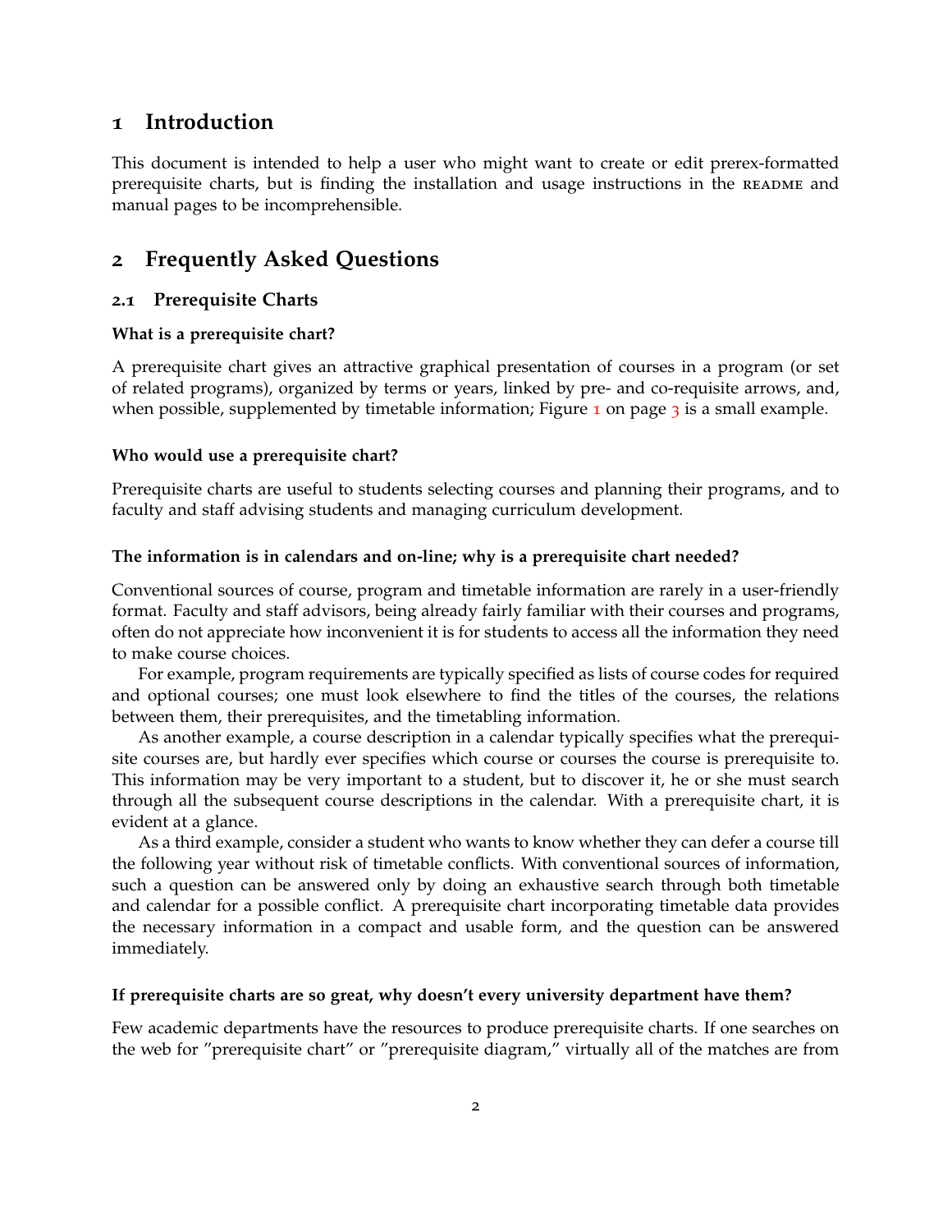# 1 Introduction

This document is intended to help a user who might want to create or edit prerex-formatted prerequisite charts, but is finding the installation and usage instructions in the README and manual pages to be incomprehensible.

# 2 Frequently Asked Questions

## 2.1 Prerequisite Charts

### What is a prerequisite chart?

A prerequisite chart gives an attractive graphical presentation of courses in a program (or set of related programs), organized by terms or years, linked by pre- and co-requisite arrows, and, when possible, supplemented by timetable information; Figure 1 on page 3 is a small example.

### Who would use a prerequisite chart?

Prerequisite charts are useful to students selecting courses and planning their programs, and to faculty and staff advising students and managing curriculum development.

### The information is in calendars and on-line; why is a prerequisite chart needed?

Conventional sources of course, program and timetable information are rarely in a user-friendly format. Faculty and staff advisors, being already fairly familiar with their courses and programs, often do not appreciate how inconvenient it is for students to access all the information they need to make course choices.

For example, program requirements are typically specified as lists of course codes for required and optional courses; one must look elsewhere to find the titles of the courses, the relations between them, their prerequisites, and the timetabling information.

As another example, a course description in a calendar typically specifies what the prerequisite courses are, but hardly ever specifies which course or courses the course is prerequisite to. This information may be very important to a student, but to discover it, he or she must search through all the subsequent course descriptions in the calendar. With a prerequisite chart, it is evident at a glance.

As a third example, consider a student who wants to know whether they can defer a course till the following year without risk of timetable conflicts. With conventional sources of information, such a question can be answered only by doing an exhaustive search through both timetable and calendar for a possible conflict. A prerequisite chart incorporating timetable data provides the necessary information in a compact and usable form, and the question can be answered immediately.

### If prerequisite charts are so great, why doesn't every university department have them?

Few academic departments have the resources to produce prerequisite charts. If one searches on the web for "prerequisite chart" or "prerequisite diagram," virtually all of the matches are from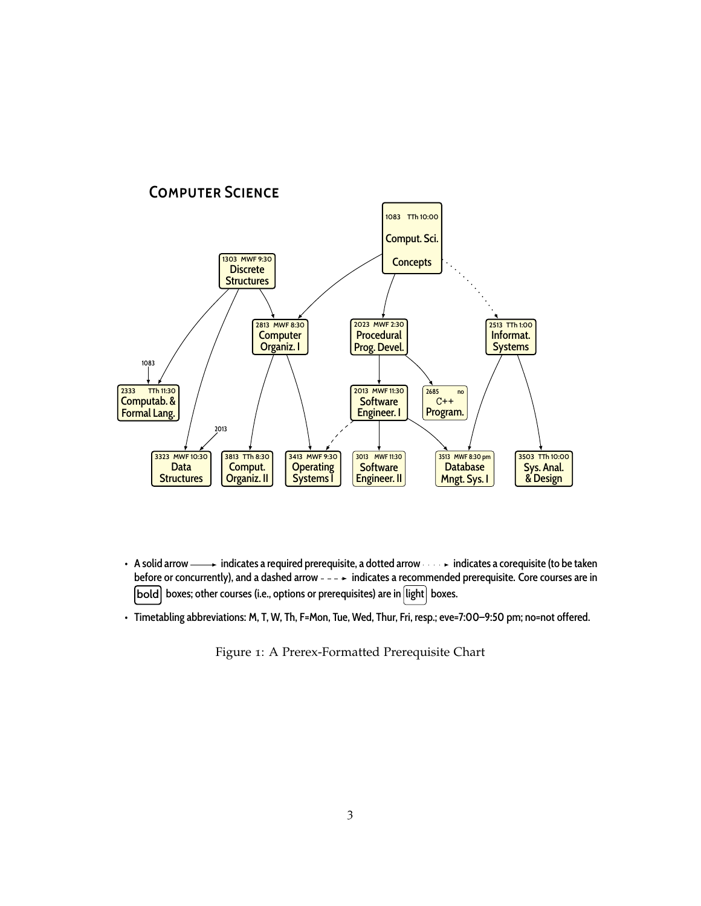## Computer Science

1083 TTh 10:00
Comput. Sci.
Concepts

1303 MWF 9:30
Discrete
Structures

2813 MWF 8:30
Computer
Organiz. I

2023 MWF 2:30
Procedural
Prog. Devel.

2513 TTh 1:00
Informat.
Systems

1083

2333 TTh 11:30
Computab. &
Formal Lang.

2013 MWF 11:30
Software
Engineer. I

2685 no
C++
Program.

2013

3323 MWF 10:30
Data
Structures

3813 TTh 8:30
Comput.
Organiz. II

3413 MWF 9:30
Operating
Systems I

3013 MWF 11:30
Software
Engineer. II

3513 MWF 8:30 pm
Database
Mngt. Sys. I

3503 TTh 10:00
Sys. Anal.
& Design

- A solid arrow ⟶ indicates a required prerequisite, a dotted arrow ····► indicates a corequisite (to be taken before or concurrently), and a dashed arrow - - -► indicates a recommended prerequisite. Core courses are in **bold** boxes; other courses (i.e., options or prerequisites) are in light boxes.
- Timetabling abbreviations: M, T, W, Th, F=Mon, Tue, Wed, Thur, Fri, resp.; eve=7:00–9:50 pm; no=not offered.

Figure 1: A Prerex-Formatted Prerequisite Chart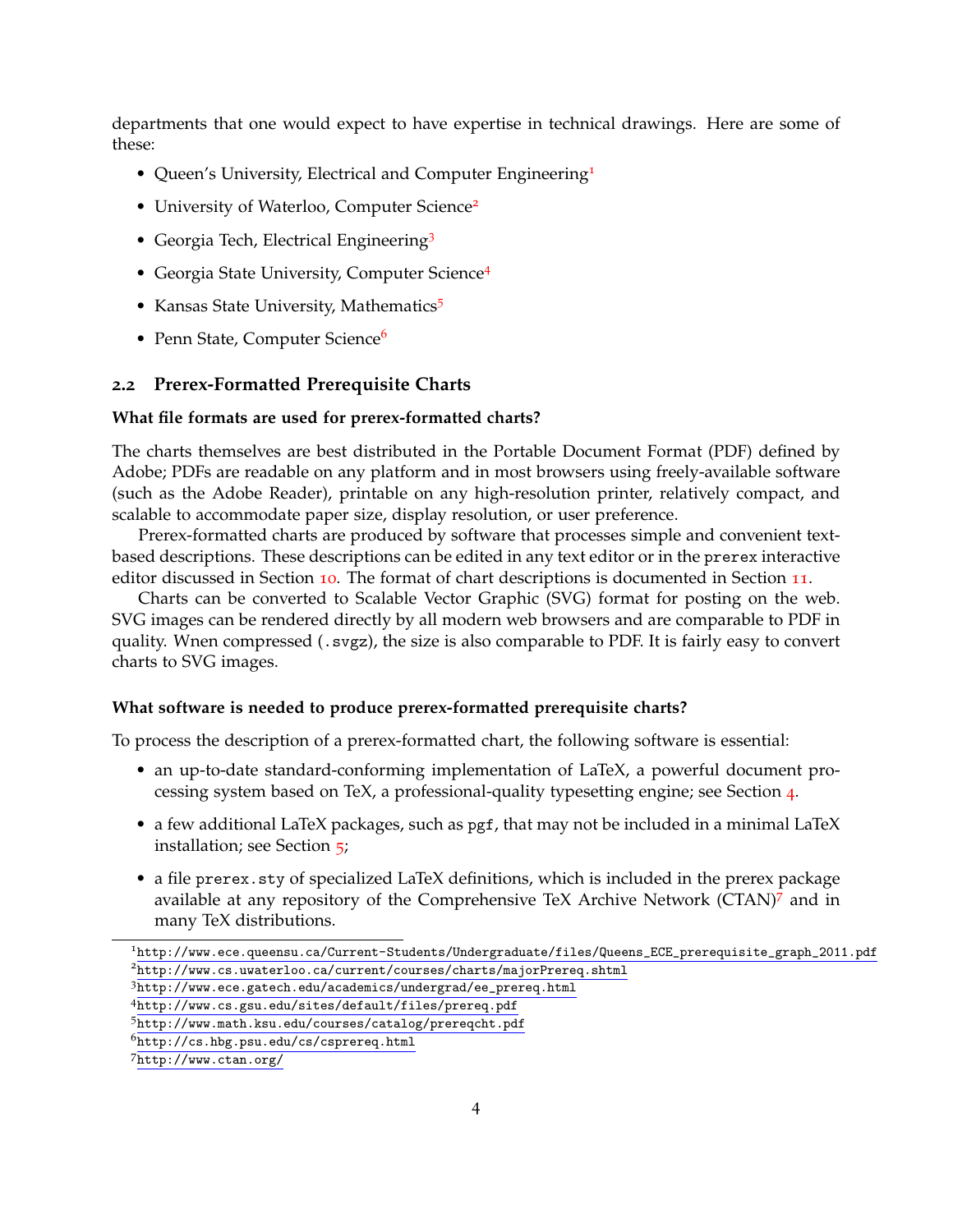departments that one would expect to have expertise in technical drawings. Here are some of these:

- Queen's University, Electrical and Computer Engineering[1]
- University of Waterloo, Computer Science[2]
- Georgia Tech, Electrical Engineering[3]
- Georgia State University, Computer Science[4]
- Kansas State University, Mathematics[5]
- Penn State, Computer Science[6]

### 2.2 Prerex-Formatted Prerequisite Charts

**What file formats are used for prerex-formatted charts?**

The charts themselves are best distributed in the Portable Document Format (PDF) defined by Adobe; PDFs are readable on any platform and in most browsers using freely-available software (such as the Adobe Reader), printable on any high-resolution printer, relatively compact, and scalable to accommodate paper size, display resolution, or user preference.

Prerex-formatted charts are produced by software that processes simple and convenient text-based descriptions. These descriptions can be edited in any text editor or in the `prerex` interactive editor discussed in Section 10. The format of chart descriptions is documented in Section 11.

Charts can be converted to Scalable Vector Graphic (SVG) format for posting on the web. SVG images can be rendered directly by all modern web browsers and are comparable to PDF in quality. Wnen compressed (`.svgz`), the size is also comparable to PDF. It is fairly easy to convert charts to SVG images.

**What software is needed to produce prerex-formatted prerequisite charts?**

To process the description of a prerex-formatted chart, the following software is essential:

- an up-to-date standard-conforming implementation of LaTeX, a powerful document processing system based on TeX, a professional-quality typesetting engine; see Section 4.
- a few additional LaTeX packages, such as `pgf`, that may not be included in a minimal LaTeX installation; see Section 5;
- a file `prerex.sty` of specialized LaTeX definitions, which is included in the prerex package available at any repository of the Comprehensive TeX Archive Network (CTAN)[7] and in many TeX distributions.

---

[1] http://www.ece.queensu.ca/Current-Students/Undergraduate/files/Queens_ECE_prerequisite_graph_2011.pdf

[2] http://www.cs.uwaterloo.ca/current/courses/charts/majorPrereq.shtml

[3] http://www.ece.gatech.edu/academics/undergrad/ee_prereq.html

[4] http://www.cs.gsu.edu/sites/default/files/prereq.pdf

[5] http://www.math.ksu.edu/courses/catalog/prereqcht.pdf

[6] http://cs.hbg.psu.edu/cs/csprereq.html

[7] http://www.ctan.org/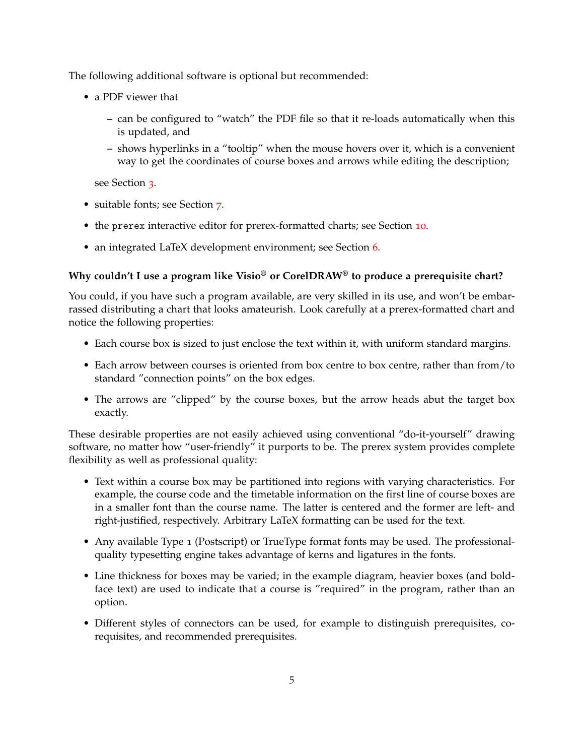The following additional software is optional but recommended:

- a PDF viewer that
  - can be configured to “watch” the PDF file so that it re-loads automatically when this is updated, and
  - shows hyperlinks in a “tooltip” when the mouse hovers over it, which is a convenient way to get the coordinates of course boxes and arrows while editing the description;

  see Section 3.
- suitable fonts; see Section 7.
- the `prerex` interactive editor for prerex-formatted charts; see Section 10.
- an integrated LaTeX development environment; see Section 6.

**Why couldn’t I use a program like Visio® or CorelDRAW® to produce a prerequisite chart?**

You could, if you have such a program available, are very skilled in its use, and won’t be embarrassed distributing a chart that looks amateurish. Look carefully at a prerex-formatted chart and notice the following properties:

- Each course box is sized to just enclose the text within it, with uniform standard margins.
- Each arrow between courses is oriented from box centre to box centre, rather than from/to standard ”connection points” on the box edges.
- The arrows are ”clipped” by the course boxes, but the arrow heads abut the target box exactly.

These desirable properties are not easily achieved using conventional “do-it-yourself” drawing software, no matter how “user-friendly” it purports to be. The prerex system provides complete flexibility as well as professional quality:

- Text within a course box may be partitioned into regions with varying characteristics. For example, the course code and the timetable information on the first line of course boxes are in a smaller font than the course name. The latter is centered and the former are left- and right-justified, respectively. Arbitrary LaTeX formatting can be used for the text.
- Any available Type 1 (Postscript) or TrueType format fonts may be used. The professional-quality typesetting engine takes advantage of kerns and ligatures in the fonts.
- Line thickness for boxes may be varied; in the example diagram, heavier boxes (and bold-face text) are used to indicate that a course is ”required” in the program, rather than an option.
- Different styles of connectors can be used, for example to distinguish prerequisites, co-requisites, and recommended prerequisites.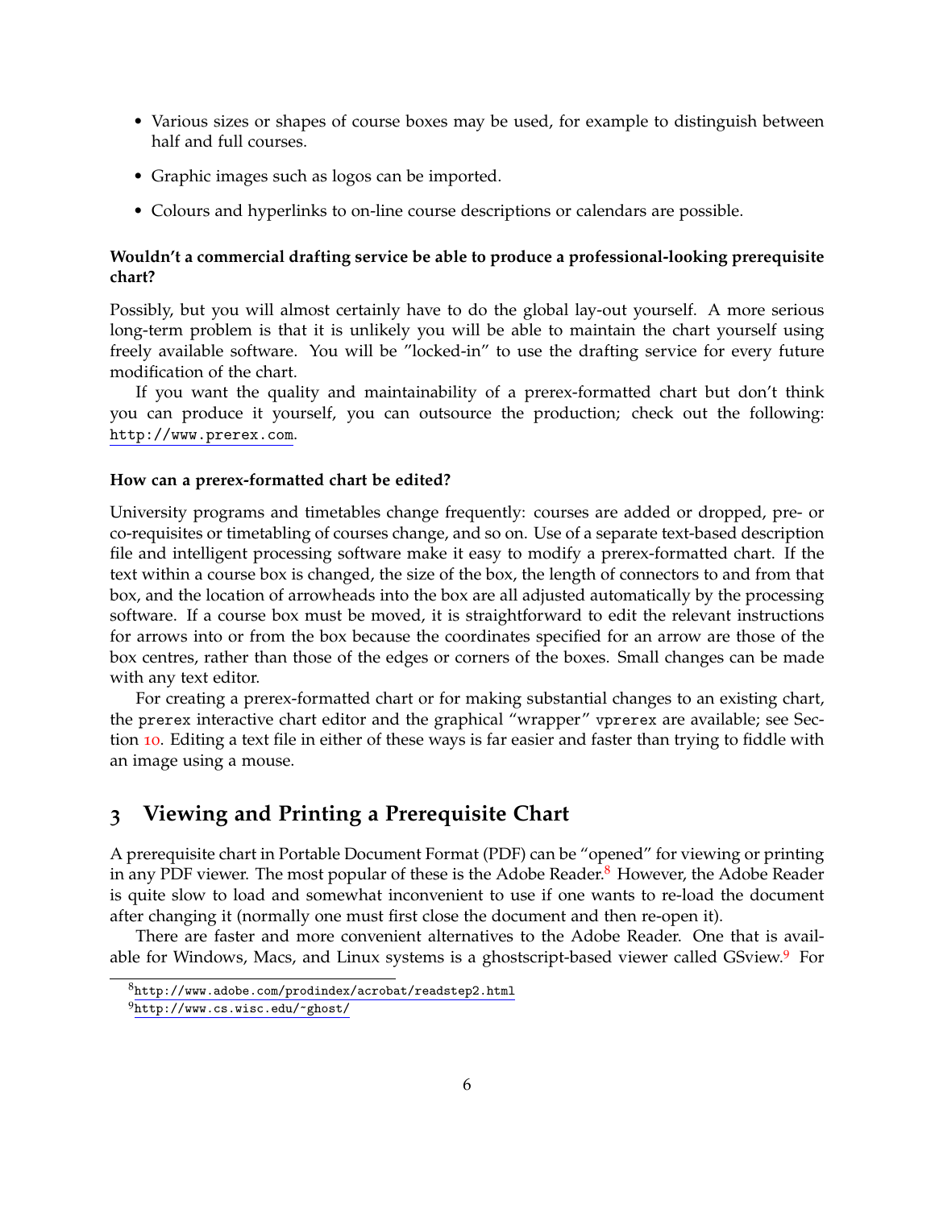- Various sizes or shapes of course boxes may be used, for example to distinguish between half and full courses.
- Graphic images such as logos can be imported.
- Colours and hyperlinks to on-line course descriptions or calendars are possible.

**Wouldn't a commercial drafting service be able to produce a professional-looking prerequisite chart?**

Possibly, but you will almost certainly have to do the global lay-out yourself. A more serious long-term problem is that it is unlikely you will be able to maintain the chart yourself using freely available software. You will be "locked-in" to use the drafting service for every future modification of the chart.

If you want the quality and maintainability of a prerex-formatted chart but don't think you can produce it yourself, you can outsource the production; check out the following: http://www.prerex.com.

**How can a prerex-formatted chart be edited?**

University programs and timetables change frequently: courses are added or dropped, pre- or co-requisites or timetabling of courses change, and so on. Use of a separate text-based description file and intelligent processing software make it easy to modify a prerex-formatted chart. If the text within a course box is changed, the size of the box, the length of connectors to and from that box, and the location of arrowheads into the box are all adjusted automatically by the processing software. If a course box must be moved, it is straightforward to edit the relevant instructions for arrows into or from the box because the coordinates specified for an arrow are those of the box centres, rather than those of the edges or corners of the boxes. Small changes can be made with any text editor.

For creating a prerex-formatted chart or for making substantial changes to an existing chart, the `prerex` interactive chart editor and the graphical "wrapper" `vprerex` are available; see Section 10. Editing a text file in either of these ways is far easier and faster than trying to fiddle with an image using a mouse.

## 3 Viewing and Printing a Prerequisite Chart

A prerequisite chart in Portable Document Format (PDF) can be "opened" for viewing or printing in any PDF viewer. The most popular of these is the Adobe Reader.[8] However, the Adobe Reader is quite slow to load and somewhat inconvenient to use if one wants to re-load the document after changing it (normally one must first close the document and then re-open it).

There are faster and more convenient alternatives to the Adobe Reader. One that is available for Windows, Macs, and Linux systems is a ghostscript-based viewer called GSview.[9] For

---

[8] http://www.adobe.com/prodindex/acrobat/readstep2.html

[9] http://www.cs.wisc.edu/~ghost/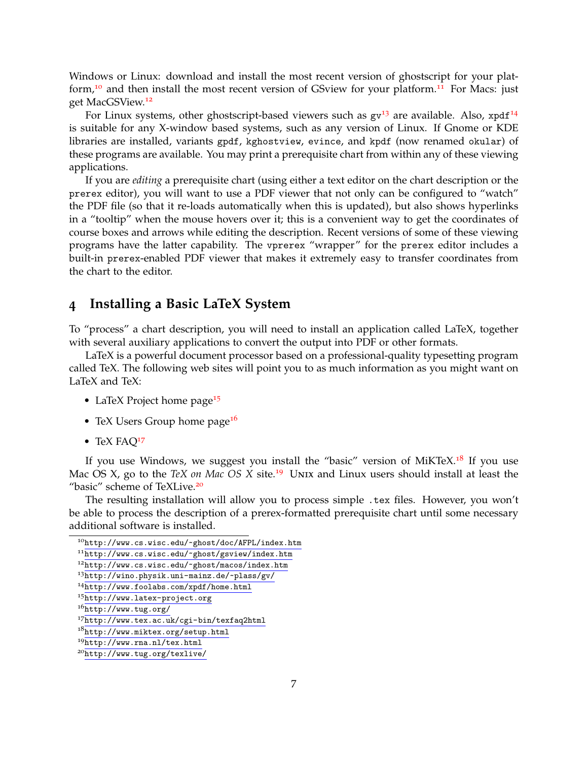Windows or Linux: download and install the most recent version of ghostscript for your platform,[10] and then install the most recent version of GSview for your platform.[11] For Macs: just get MacGSView.[12]

For Linux systems, other ghostscript-based viewers such as `gv`[13] are available. Also, `xpdf`[14] is suitable for any X-window based systems, such as any version of Linux. If Gnome or KDE libraries are installed, variants `gpdf`, `kghostview`, `evince`, and `kpdf` (now renamed `okular`) of these programs are available. You may print a prerequisite chart from within any of these viewing applications.

If you are *editing* a prerequisite chart (using either a text editor on the chart description or the `prerex` editor), you will want to use a PDF viewer that not only can be configured to "watch" the PDF file (so that it re-loads automatically when this is updated), but also shows hyperlinks in a "tooltip" when the mouse hovers over it; this is a convenient way to get the coordinates of course boxes and arrows while editing the description. Recent versions of some of these viewing programs have the latter capability. The `vprerex` "wrapper" for the `prerex` editor includes a built-in `prerex`-enabled PDF viewer that makes it extremely easy to transfer coordinates from the chart to the editor.

## 4 Installing a Basic LaTeX System

To "process" a chart description, you will need to install an application called LaTeX, together with several auxiliary applications to convert the output into PDF or other formats.

LaTeX is a powerful document processor based on a professional-quality typesetting program called TeX. The following web sites will point you to as much information as you might want on LaTeX and TeX:

- LaTeX Project home page[15]
- TeX Users Group home page[16]
- TeX FAQ[17]

If you use Windows, we suggest you install the "basic" version of MiKTeX.[18] If you use Mac OS X, go to the *TeX on Mac OS X* site.[19] Unix and Linux users should install at least the "basic" scheme of TeXLive.[20]

The resulting installation will allow you to process simple `.tex` files. However, you won't be able to process the description of a prerex-formatted prerequisite chart until some necessary additional software is installed.

---

[10] http://www.cs.wisc.edu/~ghost/doc/AFPL/index.htm
[11] http://www.cs.wisc.edu/~ghost/gsview/index.htm
[12] http://www.cs.wisc.edu/~ghost/macos/index.htm
[13] http://wino.physik.uni-mainz.de/~plass/gv/
[14] http://www.foolabs.com/xpdf/home.html
[15] http://www.latex-project.org
[16] http://www.tug.org/
[17] http://www.tex.ac.uk/cgi-bin/texfaq2html
[18] http://www.miktex.org/setup.html
[19] http://www.rna.nl/tex.html
[20] http://www.tug.org/texlive/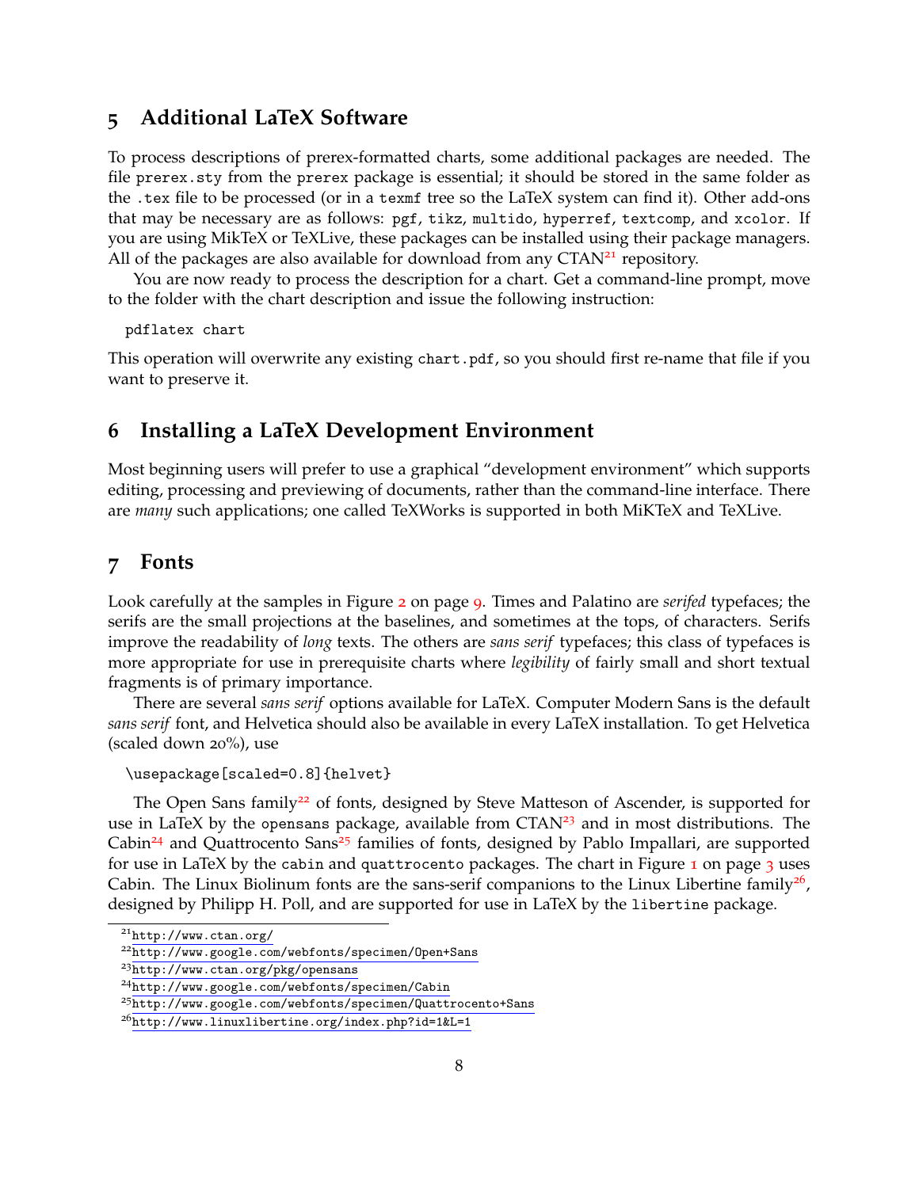## 5 Additional LaTeX Software

To process descriptions of prerex-formatted charts, some additional packages are needed. The file `prerex.sty` from the `prerex` package is essential; it should be stored in the same folder as the `.tex` file to be processed (or in a `texmf` tree so the LaTeX system can find it). Other add-ons that may be necessary are as follows: `pgf`, `tikz`, `multido`, `hyperref`, `textcomp`, and `xcolor`. If you are using MikTeX or TeXLive, these packages can be installed using their package managers. All of the packages are also available for download from any CTAN[21] repository.

You are now ready to process the description for a chart. Get a command-line prompt, move to the folder with the chart description and issue the following instruction:

```
pdflatex chart
```

This operation will overwrite any existing `chart.pdf`, so you should first re-name that file if you want to preserve it.

## 6 Installing a LaTeX Development Environment

Most beginning users will prefer to use a graphical "development environment" which supports editing, processing and previewing of documents, rather than the command-line interface. There are *many* such applications; one called TeXWorks is supported in both MiKTeX and TeXLive.

## 7 Fonts

Look carefully at the samples in Figure 2 on page 9. Times and Palatino are *serifed* typefaces; the serifs are the small projections at the baselines, and sometimes at the tops, of characters. Serifs improve the readability of *long* texts. The others are *sans serif* typefaces; this class of typefaces is more appropriate for use in prerequisite charts where *legibility* of fairly small and short textual fragments is of primary importance.

There are several *sans serif* options available for LaTeX. Computer Modern Sans is the default *sans serif* font, and Helvetica should also be available in every LaTeX installation. To get Helvetica (scaled down 20%), use

```
\usepackage[scaled=0.8]{helvet}
```

The Open Sans family[22] of fonts, designed by Steve Matteson of Ascender, is supported for use in LaTeX by the `opensans` package, available from CTAN[23] and in most distributions. The Cabin[24] and Quattrocento Sans[25] families of fonts, designed by Pablo Impallari, are supported for use in LaTeX by the `cabin` and `quattrocento` packages. The chart in Figure 1 on page 3 uses Cabin. The Linux Biolinum fonts are the sans-serif companions to the Linux Libertine family[26], designed by Philipp H. Poll, and are supported for use in LaTeX by the `libertine` package.

---

[21] http://www.ctan.org/

[22] http://www.google.com/webfonts/specimen/Open+Sans

[23] http://www.ctan.org/pkg/opensans

[24] http://www.google.com/webfonts/specimen/Cabin

[25] http://www.google.com/webfonts/specimen/Quattrocento+Sans

[26] http://www.linuxlibertine.org/index.php?id=1&L=1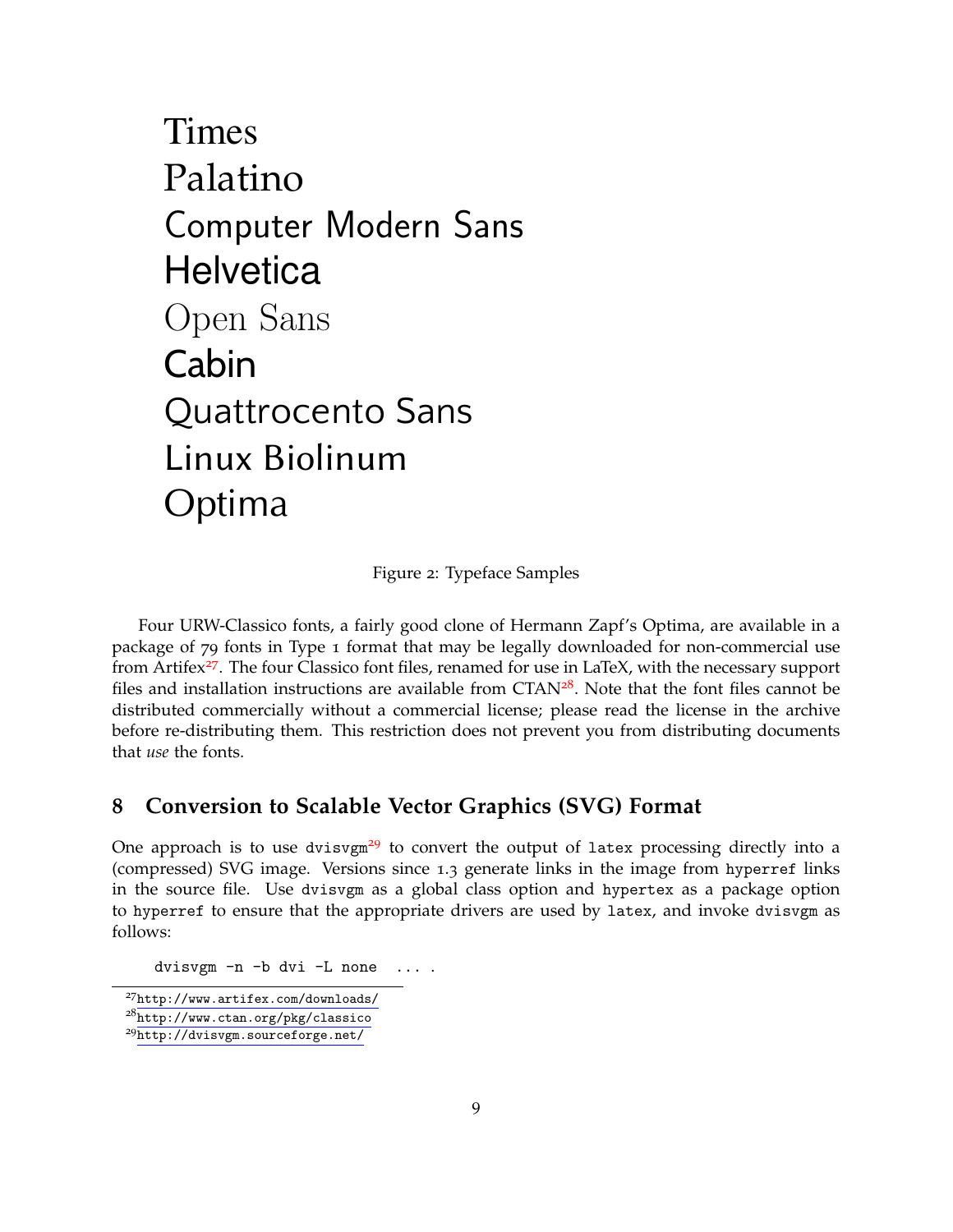Times

Palatino

Computer Modern Sans

Helvetica

Open Sans

Cabin

Quattrocento Sans

Linux Biolinum

Optima

Figure 2: Typeface Samples

Four URW-Classico fonts, a fairly good clone of Hermann Zapf's Optima, are available in a package of 79 fonts in Type 1 format that may be legally downloaded for non-commercial use from Artifex[27]. The four Classico font files, renamed for use in LaTeX, with the necessary support files and installation instructions are available from CTAN[28]. Note that the font files cannot be distributed commercially without a commercial license; please read the license in the archive before re-distributing them. This restriction does not prevent you from distributing documents that *use* the fonts.

## 8 Conversion to Scalable Vector Graphics (SVG) Format

One approach is to use `dvisvgm`[29] to convert the output of `latex` processing directly into a (compressed) SVG image. Versions since 1.3 generate links in the image from `hyperref` links in the source file. Use `dvisvgm` as a global class option and `hypertex` as a package option to `hyperref` to ensure that the appropriate drivers are used by `latex`, and invoke `dvisvgm` as follows:

```
dvisvgm -n -b dvi -L none  ... .
```

[27] http://www.artifex.com/downloads/

[28] http://www.ctan.org/pkg/classico

[29] http://dvisvgm.sourceforge.net/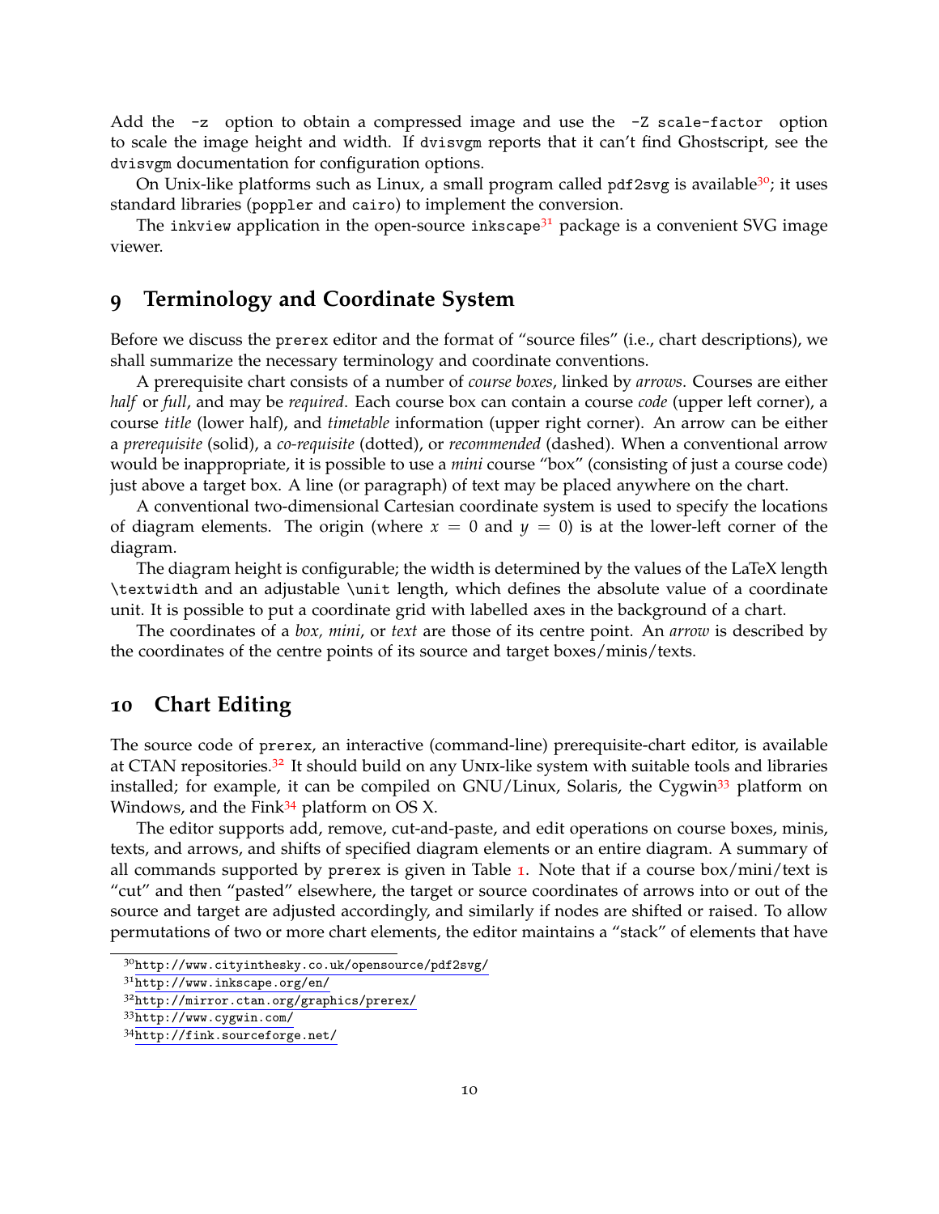Add the `-z` option to obtain a compressed image and use the `-Z scale-factor` option to scale the image height and width. If `dvisvgm` reports that it can't find Ghostscript, see the `dvisvgm` documentation for configuration options.

On Unix-like platforms such as Linux, a small program called `pdf2svg` is available[30]; it uses standard libraries (`poppler` and `cairo`) to implement the conversion.

The `inkview` application in the open-source `inkscape`[31] package is a convenient SVG image viewer.

## 9 Terminology and Coordinate System

Before we discuss the `prerex` editor and the format of "source files" (i.e., chart descriptions), we shall summarize the necessary terminology and coordinate conventions.

A prerequisite chart consists of a number of *course boxes*, linked by *arrows*. Courses are either *half* or *full*, and may be *required*. Each course box can contain a course *code* (upper left corner), a course *title* (lower half), and *timetable* information (upper right corner). An arrow can be either a *prerequisite* (solid), a *co-requisite* (dotted), or *recommended* (dashed). When a conventional arrow would be inappropriate, it is possible to use a *mini* course "box" (consisting of just a course code) just above a target box. A line (or paragraph) of text may be placed anywhere on the chart.

A conventional two-dimensional Cartesian coordinate system is used to specify the locations of diagram elements. The origin (where $x = 0$ and $y = 0$) is at the lower-left corner of the diagram.

The diagram height is configurable; the width is determined by the values of the LaTeX length `\textwidth` and an adjustable `\unit` length, which defines the absolute value of a coordinate unit. It is possible to put a coordinate grid with labelled axes in the background of a chart.

The coordinates of a *box, mini*, or *text* are those of its centre point. An *arrow* is described by the coordinates of the centre points of its source and target boxes/minis/texts.

## 10 Chart Editing

The source code of `prerex`, an interactive (command-line) prerequisite-chart editor, is available at CTAN repositories.[32] It should build on any Unix-like system with suitable tools and libraries installed; for example, it can be compiled on GNU/Linux, Solaris, the Cygwin[33] platform on Windows, and the Fink[34] platform on OS X.

The editor supports add, remove, cut-and-paste, and edit operations on course boxes, minis, texts, and arrows, and shifts of specified diagram elements or an entire diagram. A summary of all commands supported by `prerex` is given in Table 1. Note that if a course box/mini/text is "cut" and then "pasted" elsewhere, the target or source coordinates of arrows into or out of the source and target are adjusted accordingly, and similarly if nodes are shifted or raised. To allow permutations of two or more chart elements, the editor maintains a "stack" of elements that have

---

[30] http://www.cityinthesky.co.uk/opensource/pdf2svg/

[31] http://www.inkscape.org/en/

[32] http://mirror.ctan.org/graphics/prerex/

[33] http://www.cygwin.com/

[34] http://fink.sourceforge.net/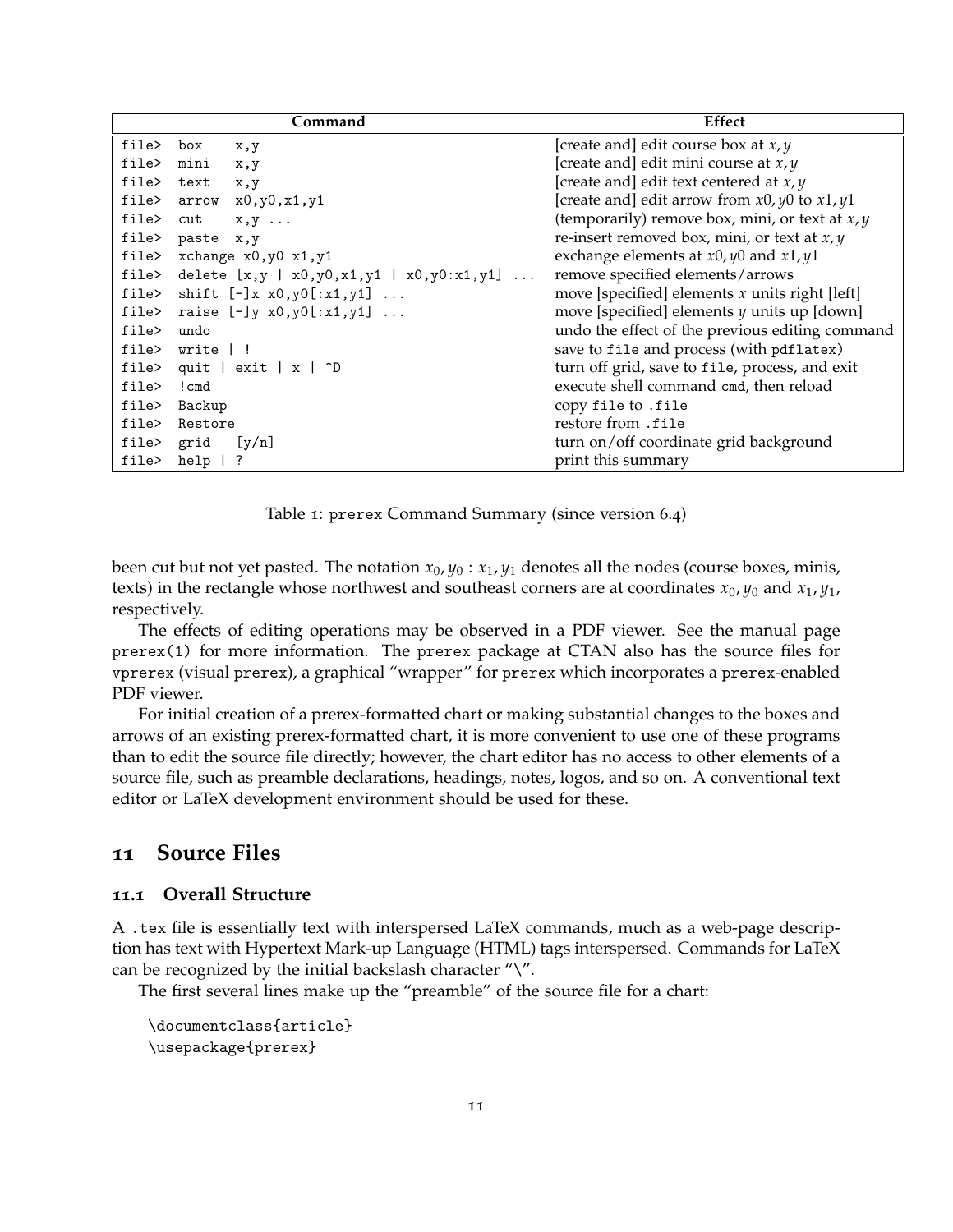| Command | Effect |
|---|---|
| `file> box x,y` | [create and] edit course box at $x, y$ |
| `file> mini x,y` | [create and] edit mini course at $x, y$ |
| `file> text x,y` | [create and] edit text centered at $x, y$ |
| `file> arrow x0,y0,x1,y1` | [create and] edit arrow from $x0, y0$ to $x1, y1$ |
| `file> cut x,y ...` | (temporarily) remove box, mini, or text at $x, y$ |
| `file> paste x,y` | re-insert removed box, mini, or text at $x, y$ |
| `file> xchange x0,y0 x1,y1` | exchange elements at $x0, y0$ and $x1, y1$ |
| `file> delete [x,y \| x0,y0,x1,y1 \| x0,y0:x1,y1] ...` | remove specified elements/arrows |
| `file> shift [-]x x0,y0[:x1,y1] ...` | move [specified] elements $x$ units right [left] |
| `file> raise [-]y x0,y0[:x1,y1] ...` | move [specified] elements $y$ units up [down] |
| `file> undo` | undo the effect of the previous editing command |
| `file> write \| !` | save to `file` and process (with `pdflatex`) |
| `file> quit \| exit \| x \| ^D` | turn off grid, save to `file`, process, and exit |
| `file> !cmd` | execute shell command `cmd`, then reload |
| `file> Backup` | copy `file` to `.file` |
| `file> Restore` | restore from `.file` |
| `file> grid [y/n]` | turn on/off coordinate grid background |
| `file> help \| ?` | print this summary |

Table 1: `prerex` Command Summary (since version 6.4)

been cut but not yet pasted. The notation $x_0, y_0 : x_1, y_1$ denotes all the nodes (course boxes, minis, texts) in the rectangle whose northwest and southeast corners are at coordinates $x_0, y_0$ and $x_1, y_1$, respectively.

The effects of editing operations may be observed in a PDF viewer. See the manual page `prerex(1)` for more information. The `prerex` package at CTAN also has the source files for `vprerex` (visual `prerex`), a graphical "wrapper" for `prerex` which incorporates a `prerex`-enabled PDF viewer.

For initial creation of a prerex-formatted chart or making substantial changes to the boxes and arrows of an existing prerex-formatted chart, it is more convenient to use one of these programs than to edit the source file directly; however, the chart editor has no access to other elements of a source file, such as preamble declarations, headings, notes, logos, and so on. A conventional text editor or LaTeX development environment should be used for these.

## 11 Source Files

### 11.1 Overall Structure

A `.tex` file is essentially text with interspersed LaTeX commands, much as a web-page description has text with Hypertext Mark-up Language (HTML) tags interspersed. Commands for LaTeX can be recognized by the initial backslash character "\".

The first several lines make up the "preamble" of the source file for a chart:

```
\documentclass{article}
\usepackage{prerex}
```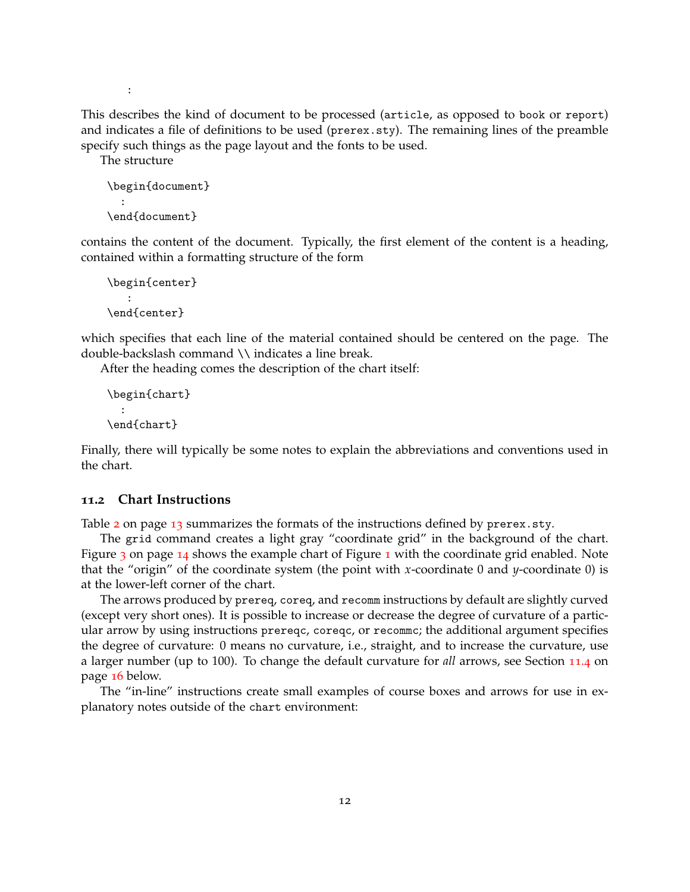```
    :
```

This describes the kind of document to be processed (`article`, as opposed to `book` or `report`) and indicates a file of definitions to be used (`prerex.sty`). The remaining lines of the preamble specify such things as the page layout and the fonts to be used.

The structure

```
\begin{document}
  :
\end{document}
```

contains the content of the document. Typically, the first element of the content is a heading, contained within a formatting structure of the form

```
\begin{center}
   :
\end{center}
```

which specifies that each line of the material contained should be centered on the page. The double-backslash command \\ indicates a line break.

After the heading comes the description of the chart itself:

```
\begin{chart}
  :
\end{chart}
```

Finally, there will typically be some notes to explain the abbreviations and conventions used in the chart.

### 11.2 Chart Instructions

Table 2 on page 13 summarizes the formats of the instructions defined by `prerex.sty`.

The `grid` command creates a light gray "coordinate grid" in the background of the chart. Figure 3 on page 14 shows the example chart of Figure 1 with the coordinate grid enabled. Note that the "origin" of the coordinate system (the point with $x$-coordinate 0 and $y$-coordinate 0) is at the lower-left corner of the chart.

The arrows produced by `prereq`, `coreq`, and `recomm` instructions by default are slightly curved (except very short ones). It is possible to increase or decrease the degree of curvature of a particular arrow by using instructions `prereqc`, `coreqc`, or `recommc`; the additional argument specifies the degree of curvature: 0 means no curvature, i.e., straight, and to increase the curvature, use a larger number (up to 100). To change the default curvature for *all* arrows, see Section 11.4 on page 16 below.

The "in-line" instructions create small examples of course boxes and arrows for use in explanatory notes outside of the `chart` environment: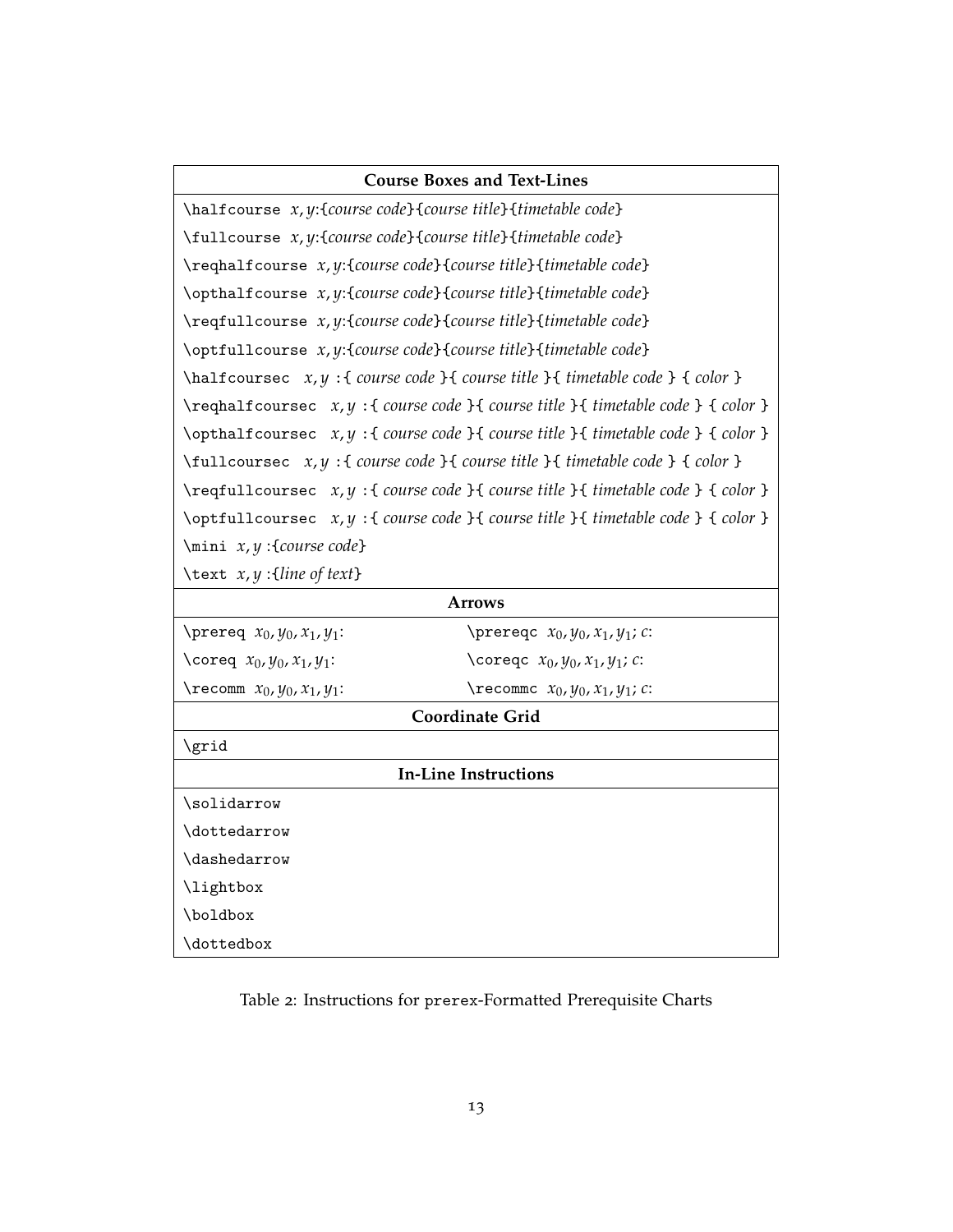| Course Boxes and Text-Lines | |
|---|---|
| `\halfcourse` *x*, *y*:{*course code*}{*course title*}{*timetable code*} | |
| `\fullcourse` *x*, *y*:{*course code*}{*course title*}{*timetable code*} | |
| `\reqhalfcourse` *x*, *y*:{*course code*}{*course title*}{*timetable code*} | |
| `\opthalfcourse` *x*, *y*:{*course code*}{*course title*}{*timetable code*} | |
| `\reqfullcourse` *x*, *y*:{*course code*}{*course title*}{*timetable code*} | |
| `\optfullcourse` *x*, *y*:{*course code*}{*course title*}{*timetable code*} | |
| `\halfcoursec` *x*, *y* :{ *course code* }{ *course title* }{ *timetable code* } { *color* } | |
| `\reqhalfcoursec` *x*, *y* :{ *course code* }{ *course title* }{ *timetable code* } { *color* } | |
| `\opthalfcoursec` *x*, *y* :{ *course code* }{ *course title* }{ *timetable code* } { *color* } | |
| `\fullcoursec` *x*, *y* :{ *course code* }{ *course title* }{ *timetable code* } { *color* } | |
| `\reqfullcoursec` *x*, *y* :{ *course code* }{ *course title* }{ *timetable code* } { *color* } | |
| `\optfullcoursec` *x*, *y* :{ *course code* }{ *course title* }{ *timetable code* } { *color* } | |
| `\mini` *x*, *y* :{*course code*} | |
| `\text` *x*, *y* :{*line of text*} | |
| **Arrows** | |
| `\prereq` $x_0, y_0, x_1, y_1$: | `\prereqc` $x_0, y_0, x_1, y_1; c$: |
| `\coreq` $x_0, y_0, x_1, y_1$: | `\coreqc` $x_0, y_0, x_1, y_1; c$: |
| `\recomm` $x_0, y_0, x_1, y_1$: | `\recommc` $x_0, y_0, x_1, y_1; c$: |
| **Coordinate Grid** | |
| `\grid` | |
| **In-Line Instructions** | |
| `\solidarrow` | |
| `\dottedarrow` | |
| `\dashedarrow` | |
| `\lightbox` | |
| `\boldbox` | |
| `\dottedbox` | |

Table 2: Instructions for prerex-Formatted Prerequisite Charts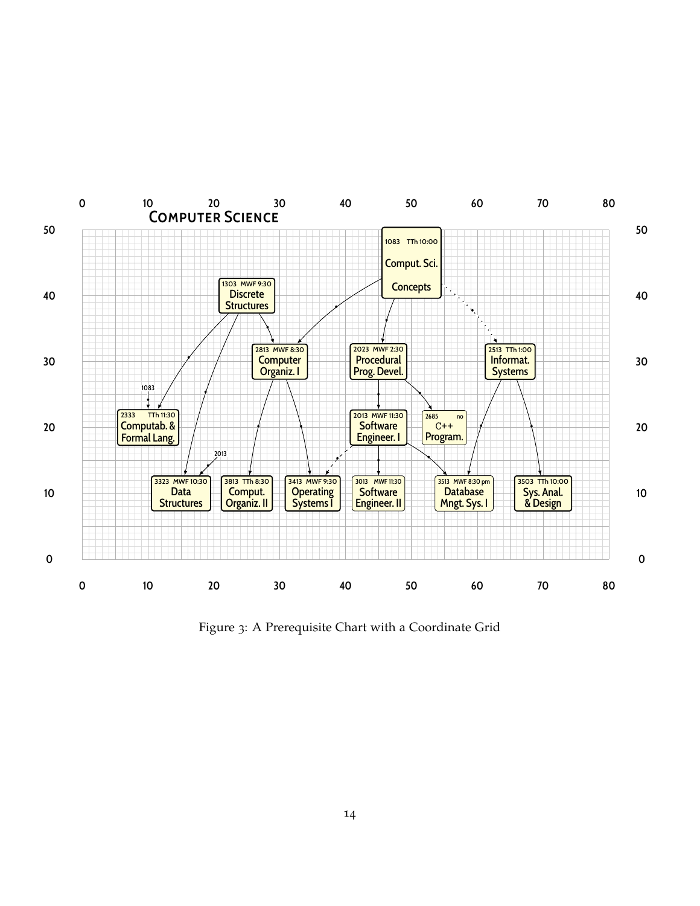Figure 3: A Prerequisite Chart with a Coordinate Grid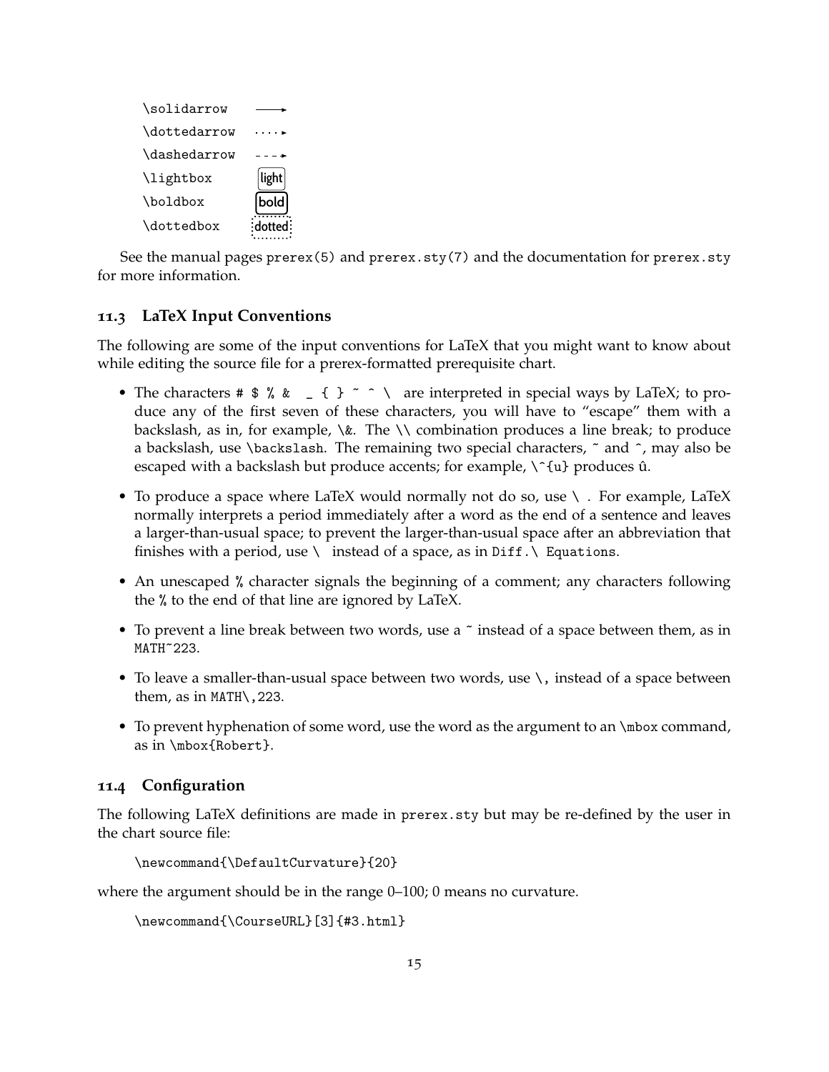| | |
|---|---|
| `\solidarrow` | ⟶ |
| `\dottedarrow` | ····▸ |
| `\dashedarrow` | - - -▸ |
| `\lightbox` | light |
| `\boldbox` | **bold** |
| `\dottedbox` | dotted |

See the manual pages `prerex(5)` and `prerex.sty(7)` and the documentation for `prerex.sty` for more information.

## 11.3 LaTeX Input Conventions

The following are some of the input conventions for LaTeX that you might want to know about while editing the source file for a prerex-formatted prerequisite chart.

- The characters `# $ % & _ { } ~ ^ \` are interpreted in special ways by LaTeX; to produce any of the first seven of these characters, you will have to "escape" them with a backslash, as in, for example, `\&`. The `\\` combination produces a line break; to produce a backslash, use `\backslash`. The remaining two special characters, `~` and `^`, may also be escaped with a backslash but produce accents; for example, `\^{u}` produces û.
- To produce a space where LaTeX would normally not do so, use `\ `. For example, LaTeX normally interprets a period immediately after a word as the end of a sentence and leaves a larger-than-usual space; to prevent the larger-than-usual space after an abbreviation that finishes with a period, use `\ ` instead of a space, as in `Diff.\ Equations`.
- An unescaped `%` character signals the beginning of a comment; any characters following the `%` to the end of that line are ignored by LaTeX.
- To prevent a line break between two words, use a `~` instead of a space between them, as in `MATH~223`.
- To leave a smaller-than-usual space between two words, use `\,` instead of a space between them, as in `MATH\,223`.
- To prevent hyphenation of some word, use the word as the argument to an `\mbox` command, as in `\mbox{Robert}`.

## 11.4 Configuration

The following LaTeX definitions are made in `prerex.sty` but may be re-defined by the user in the chart source file:

```
\newcommand{\DefaultCurvature}{20}
```

where the argument should be in the range 0–100; 0 means no curvature.

```
\newcommand{\CourseURL}[3]{#3.html}
```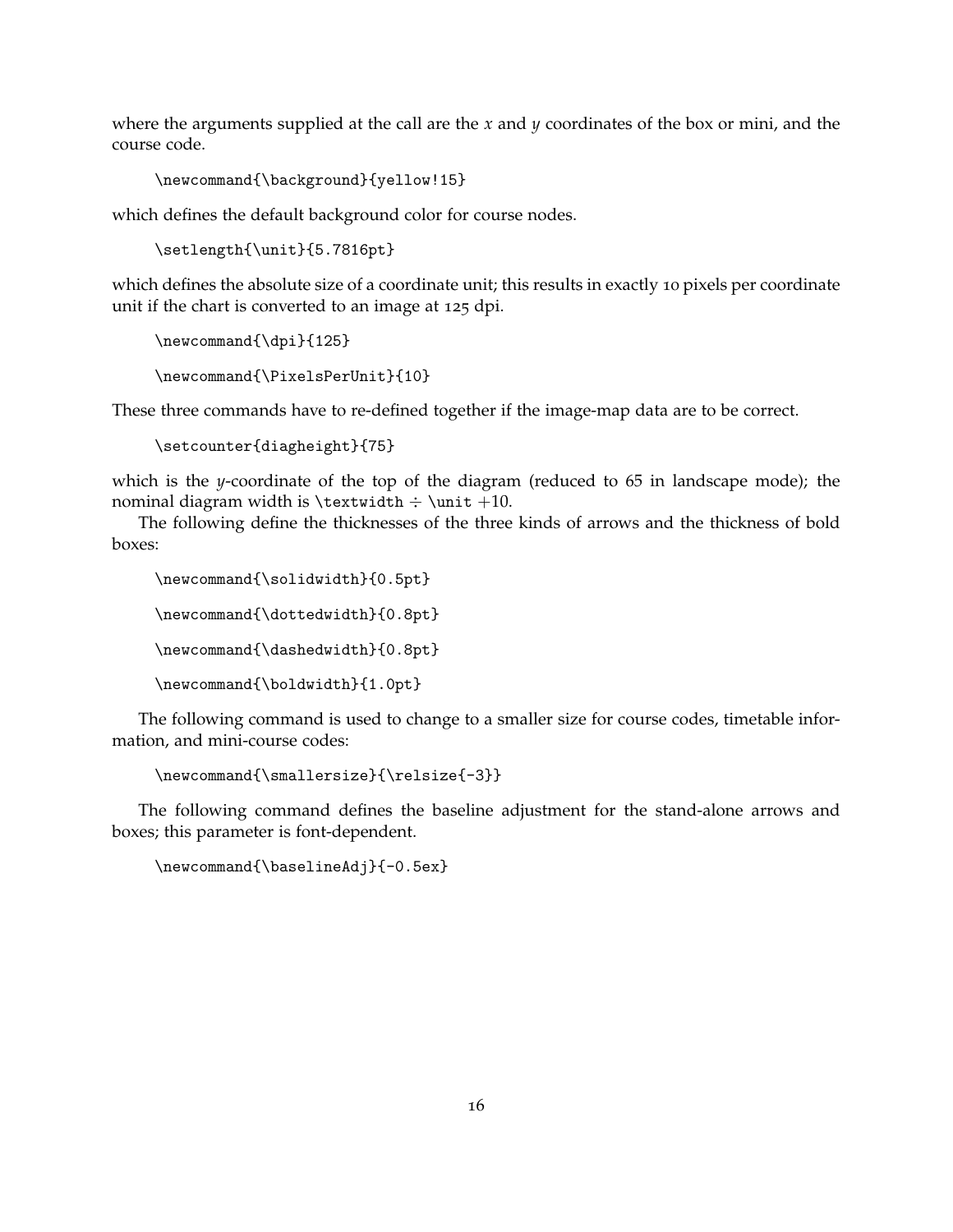where the arguments supplied at the call are the $x$ and $y$ coordinates of the box or mini, and the course code.

```
\newcommand{\background}{yellow!15}
```

which defines the default background color for course nodes.

```
\setlength{\unit}{5.7816pt}
```

which defines the absolute size of a coordinate unit; this results in exactly 10 pixels per coordinate unit if the chart is converted to an image at 125 dpi.

```
\newcommand{\dpi}{125}
```

```
\newcommand{\PixelsPerUnit}{10}
```

These three commands have to re-defined together if the image-map data are to be correct.

```
\setcounter{diagheight}{75}
```

which is the $y$-coordinate of the top of the diagram (reduced to 65 in landscape mode); the nominal diagram width is `\textwidth` $\div$ `\unit` $+10$.

The following define the thicknesses of the three kinds of arrows and the thickness of bold boxes:

```
\newcommand{\solidwidth}{0.5pt}
```

```
\newcommand{\dottedwidth}{0.8pt}
```

```
\newcommand{\dashedwidth}{0.8pt}
```

```
\newcommand{\boldwidth}{1.0pt}
```

The following command is used to change to a smaller size for course codes, timetable information, and mini-course codes:

```
\newcommand{\smallersize}{\relsize{-3}}
```

The following command defines the baseline adjustment for the stand-alone arrows and boxes; this parameter is font-dependent.

```
\newcommand{\baselineAdj}{-0.5ex}
```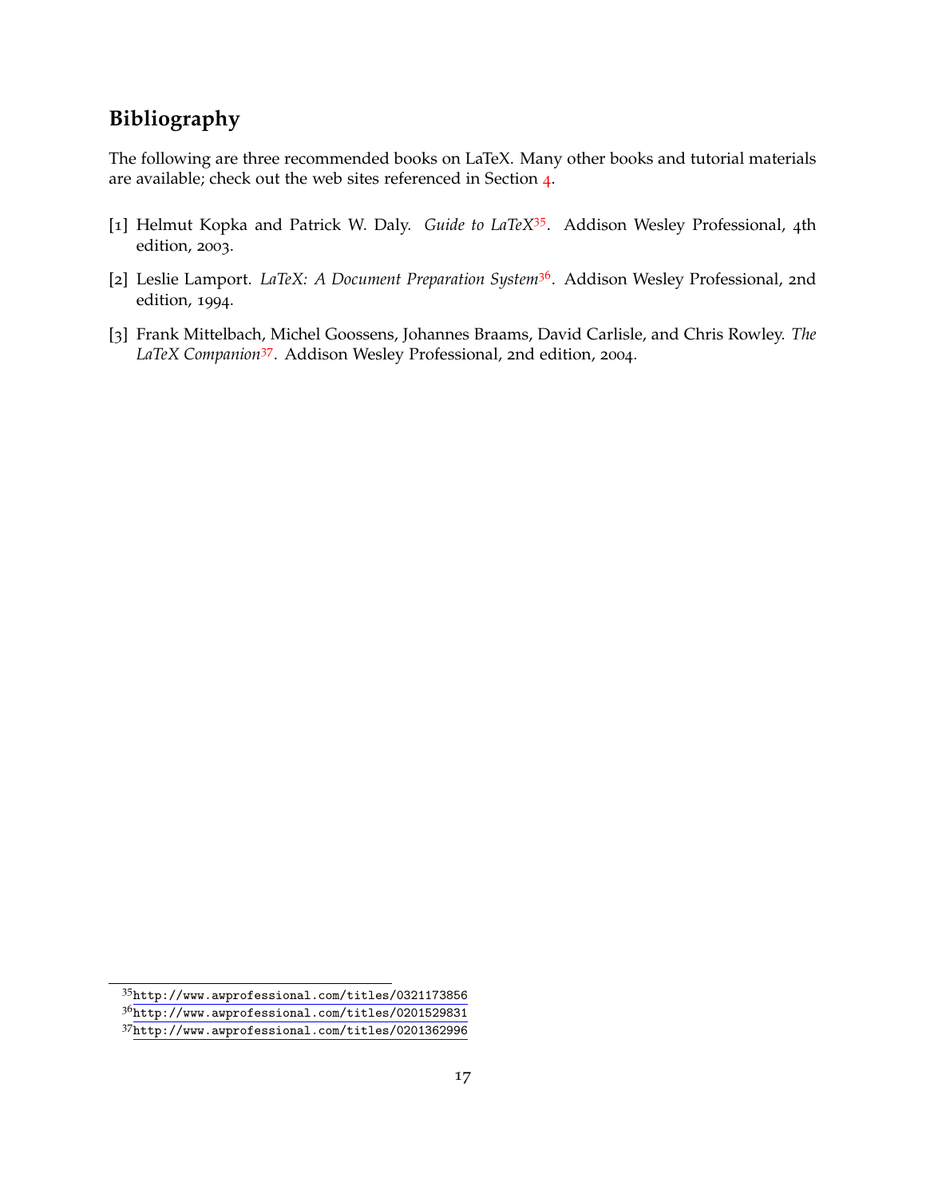## Bibliography

The following are three recommended books on LaTeX. Many other books and tutorial materials are available; check out the web sites referenced in Section 4.

[1] Helmut Kopka and Patrick W. Daly. *Guide to LaTeX*[35]. Addison Wesley Professional, 4th edition, 2003.

[2] Leslie Lamport. *LaTeX: A Document Preparation System*[36]. Addison Wesley Professional, 2nd edition, 1994.

[3] Frank Mittelbach, Michel Goossens, Johannes Braams, David Carlisle, and Chris Rowley. *The LaTeX Companion*[37]. Addison Wesley Professional, 2nd edition, 2004.

[35] http://www.awprofessional.com/titles/0321173856

[36] http://www.awprofessional.com/titles/0201529831

[37] http://www.awprofessional.com/titles/0201362996